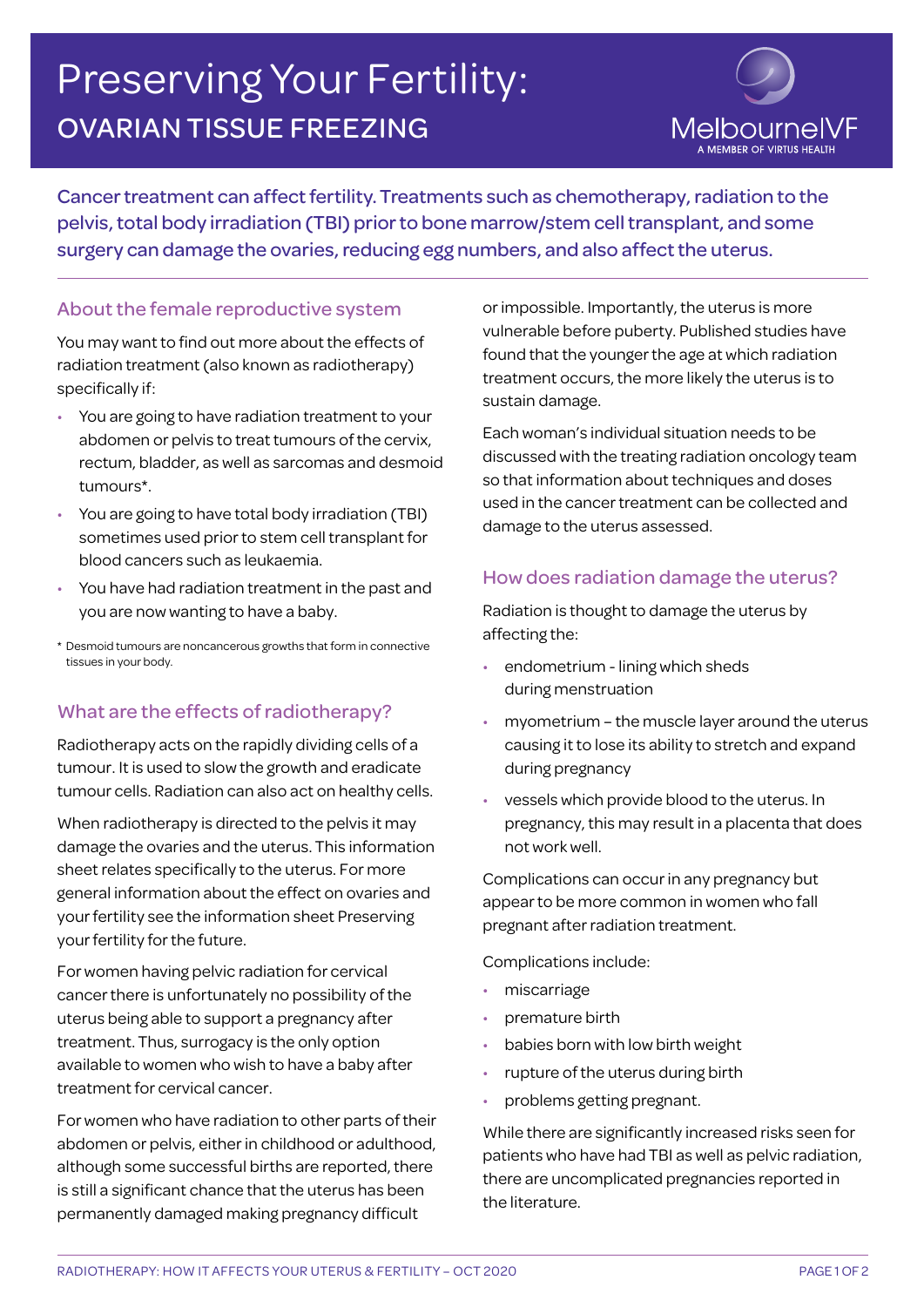# Preserving Your Fertility:

## OVARIAN TISSUE FREEZING

MelbourneIVF
A MEMBER OF VIRTUS HEALTH

Cancer treatment can affect fertility. Treatments such as chemotherapy, radiation to the pelvis, total body irradiation (TBI) prior to bone marrow/stem cell transplant, and some surgery can damage the ovaries, reducing egg numbers, and also affect the uterus.

### About the female reproductive system

You may want to find out more about the effects of radiation treatment (also known as radiotherapy) specifically if:

- You are going to have radiation treatment to your abdomen or pelvis to treat tumours of the cervix, rectum, bladder, as well as sarcomas and desmoid tumours*.
- You are going to have total body irradiation (TBI) sometimes used prior to stem cell transplant for blood cancers such as leukaemia.
- You have had radiation treatment in the past and you are now wanting to have a baby.

\* Desmoid tumours are noncancerous growths that form in connective tissues in your body.

### What are the effects of radiotherapy?

Radiotherapy acts on the rapidly dividing cells of a tumour. It is used to slow the growth and eradicate tumour cells. Radiation can also act on healthy cells.

When radiotherapy is directed to the pelvis it may damage the ovaries and the uterus. This information sheet relates specifically to the uterus. For more general information about the effect on ovaries and your fertility see the information sheet Preserving your fertility for the future.

For women having pelvic radiation for cervical cancer there is unfortunately no possibility of the uterus being able to support a pregnancy after treatment. Thus, surrogacy is the only option available to women who wish to have a baby after treatment for cervical cancer.

For women who have radiation to other parts of their abdomen or pelvis, either in childhood or adulthood, although some successful births are reported, there is still a significant chance that the uterus has been permanently damaged making pregnancy difficult or impossible. Importantly, the uterus is more vulnerable before puberty. Published studies have found that the younger the age at which radiation treatment occurs, the more likely the uterus is to sustain damage.

Each woman's individual situation needs to be discussed with the treating radiation oncology team so that information about techniques and doses used in the cancer treatment can be collected and damage to the uterus assessed.

### How does radiation damage the uterus?

Radiation is thought to damage the uterus by affecting the:

- endometrium - lining which sheds during menstruation
- myometrium – the muscle layer around the uterus causing it to lose its ability to stretch and expand during pregnancy
- vessels which provide blood to the uterus. In pregnancy, this may result in a placenta that does not work well.

Complications can occur in any pregnancy but appear to be more common in women who fall pregnant after radiation treatment.

Complications include:

- miscarriage
- premature birth
- babies born with low birth weight
- rupture of the uterus during birth
- problems getting pregnant.

While there are significantly increased risks seen for patients who have had TBI as well as pelvic radiation, there are uncomplicated pregnancies reported in the literature.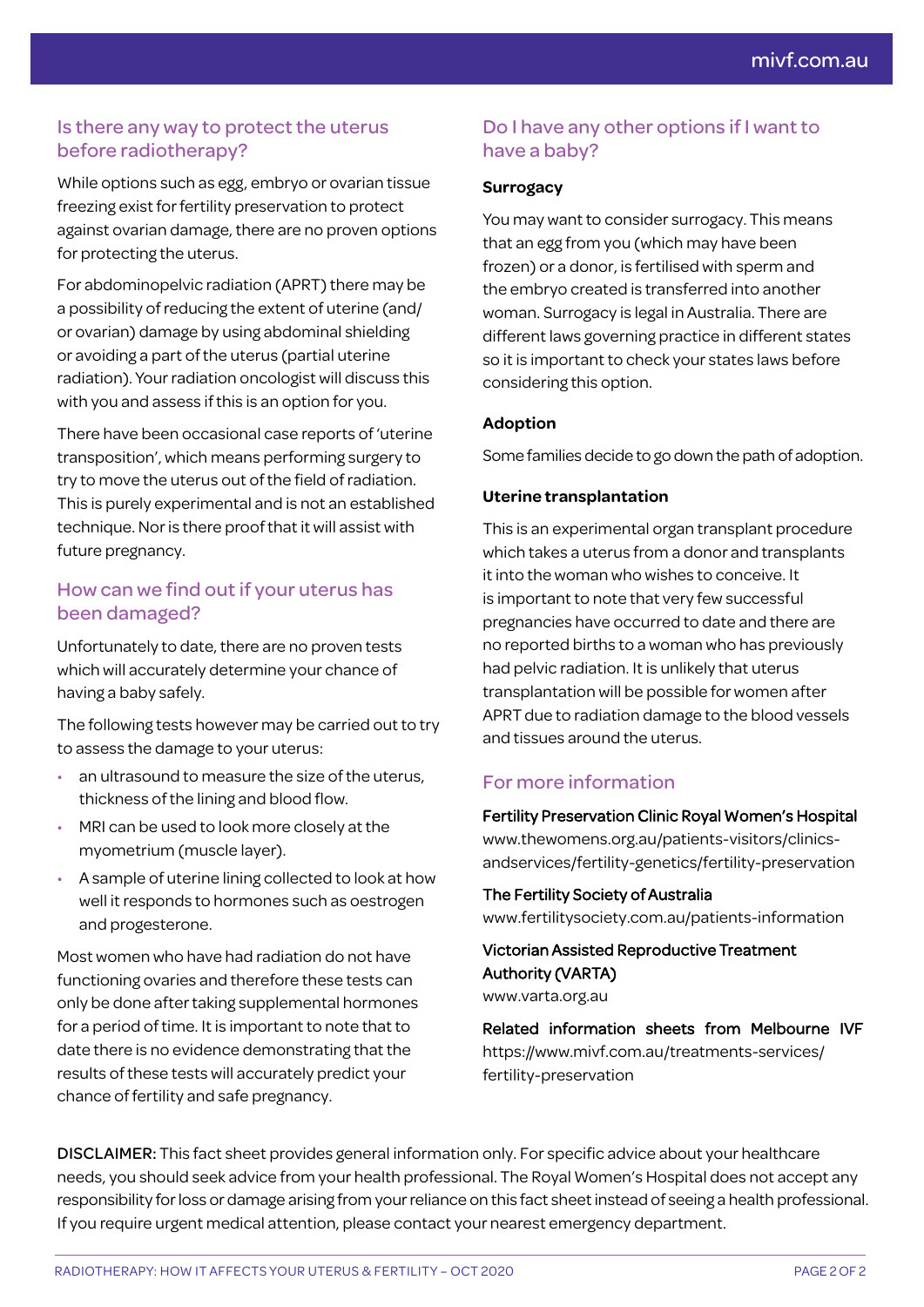## Is there any way to protect the uterus before radiotherapy?

While options such as egg, embryo or ovarian tissue freezing exist for fertility preservation to protect against ovarian damage, there are no proven options for protecting the uterus.

For abdominopelvic radiation (APRT) there may be a possibility of reducing the extent of uterine (and/or ovarian) damage by using abdominal shielding or avoiding a part of the uterus (partial uterine radiation). Your radiation oncologist will discuss this with you and assess if this is an option for you.

There have been occasional case reports of 'uterine transposition', which means performing surgery to try to move the uterus out of the field of radiation. This is purely experimental and is not an established technique. Nor is there proof that it will assist with future pregnancy.

## How can we find out if your uterus has been damaged?

Unfortunately to date, there are no proven tests which will accurately determine your chance of having a baby safely.

The following tests however may be carried out to try to assess the damage to your uterus:

- an ultrasound to measure the size of the uterus, thickness of the lining and blood flow.
- MRI can be used to look more closely at the myometrium (muscle layer).
- A sample of uterine lining collected to look at how well it responds to hormones such as oestrogen and progesterone.

Most women who have had radiation do not have functioning ovaries and therefore these tests can only be done after taking supplemental hormones for a period of time. It is important to note that to date there is no evidence demonstrating that the results of these tests will accurately predict your chance of fertility and safe pregnancy.

## Do I have any other options if I want to have a baby?

### Surrogacy

You may want to consider surrogacy. This means that an egg from you (which may have been frozen) or a donor, is fertilised with sperm and the embryo created is transferred into another woman. Surrogacy is legal in Australia. There are different laws governing practice in different states so it is important to check your states laws before considering this option.

### Adoption

Some families decide to go down the path of adoption.

### Uterine transplantation

This is an experimental organ transplant procedure which takes a uterus from a donor and transplants it into the woman who wishes to conceive. It is important to note that very few successful pregnancies have occurred to date and there are no reported births to a woman who has previously had pelvic radiation. It is unlikely that uterus transplantation will be possible for women after APRT due to radiation damage to the blood vessels and tissues around the uterus.

## For more information

Fertility Preservation Clinic Royal Women's Hospital
www.thewomens.org.au/patients-visitors/clinics-andservices/fertility-genetics/fertility-preservation

The Fertility Society of Australia
www.fertilitysociety.com.au/patients-information

Victorian Assisted Reproductive Treatment Authority (VARTA)
www.varta.org.au

Related information sheets from Melbourne IVF
https://www.mivf.com.au/treatments-services/fertility-preservation

DISCLAIMER: This fact sheet provides general information only. For specific advice about your healthcare needs, you should seek advice from your health professional. The Royal Women's Hospital does not accept any responsibility for loss or damage arising from your reliance on this fact sheet instead of seeing a health professional. If you require urgent medical attention, please contact your nearest emergency department.